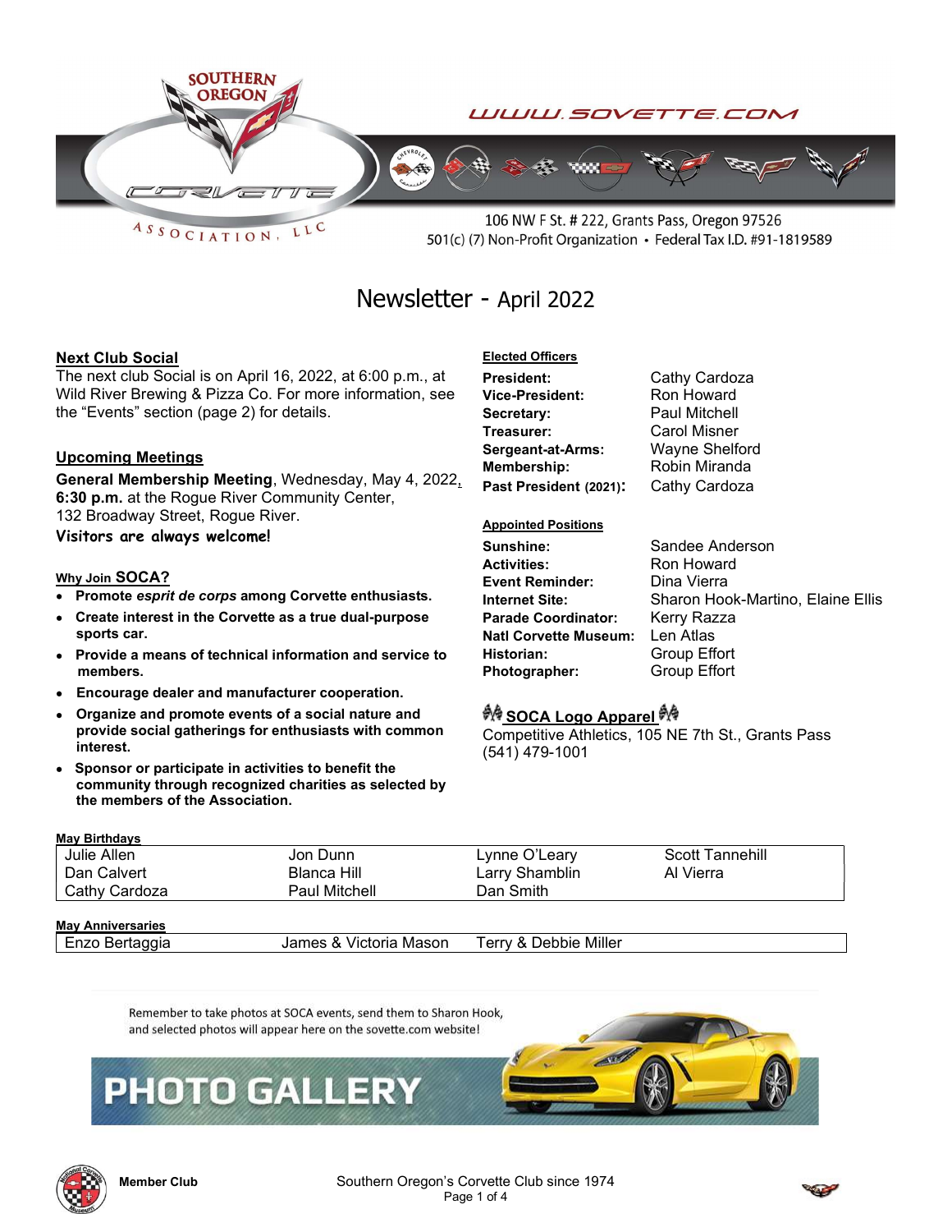SOUTHERN OREGON CORVETTE ASSOCIATION, LLC

WWW.SOVETTE.COM

106 NW F St. # 222, Grants Pass, Oregon 97526
501(c) (7) Non-Profit Organization • Federal Tax I.D. #91-1819589

# Newsletter - April 2022

## Next Club Social

The next club Social is on April 16, 2022, at 6:00 p.m., at Wild River Brewing & Pizza Co. For more information, see the "Events" section (page 2) for details.

## Upcoming Meetings

**General Membership Meeting**, Wednesday, May 4, 2022, **6:30 p.m.** at the Rogue River Community Center, 132 Broadway Street, Rogue River.

**Visitors are always welcome!**

### Why Join SOCA?

- **Promote *esprit de corps* among Corvette enthusiasts.**
- **Create interest in the Corvette as a true dual-purpose sports car.**
- **Provide a means of technical information and service to members.**
- **Encourage dealer and manufacturer cooperation.**
- **Organize and promote events of a social nature and provide social gatherings for enthusiasts with common interest.**
- **Sponsor or participate in activities to benefit the community through recognized charities as selected by the members of the Association.**

### Elected Officers

| | |
|---|---|
| **President:** | Cathy Cardoza |
| **Vice-President:** | Ron Howard |
| **Secretary:** | Paul Mitchell |
| **Treasurer:** | Carol Misner |
| **Sergeant-at-Arms:** | Wayne Shelford |
| **Membership:** | Robin Miranda |
| **Past President (2021):** | Cathy Cardoza |

### Appointed Positions

| | |
|---|---|
| **Sunshine:** | Sandee Anderson |
| **Activities:** | Ron Howard |
| **Event Reminder:** | Dina Vierra |
| **Internet Site:** | Sharon Hook-Martino, Elaine Ellis |
| **Parade Coordinator:** | Kerry Razza |
| **Natl Corvette Museum:** | Len Atlas |
| **Historian:** | Group Effort |
| **Photographer:** | Group Effort |

### SOCA Logo Apparel

Competitive Athletics, 105 NE 7th St., Grants Pass
(541) 479-1001

### May Birthdays

| | | | |
|---|---|---|---|
| Julie Allen | Jon Dunn | Lynne O'Leary | Scott Tannehill |
| Dan Calvert | Blanca Hill | Larry Shamblin | Al Vierra |
| Cathy Cardoza | Paul Mitchell | Dan Smith | |

### May Anniversaries

| | | |
|---|---|---|
| Enzo Bertaggia | James & Victoria Mason | Terry & Debbie Miller |

Remember to take photos at SOCA events, send them to Sharon Hook, and selected photos will appear here on the sovette.com website!

**PHOTO GALLERY**

**Member Club**

Southern Oregon's Corvette Club since 1974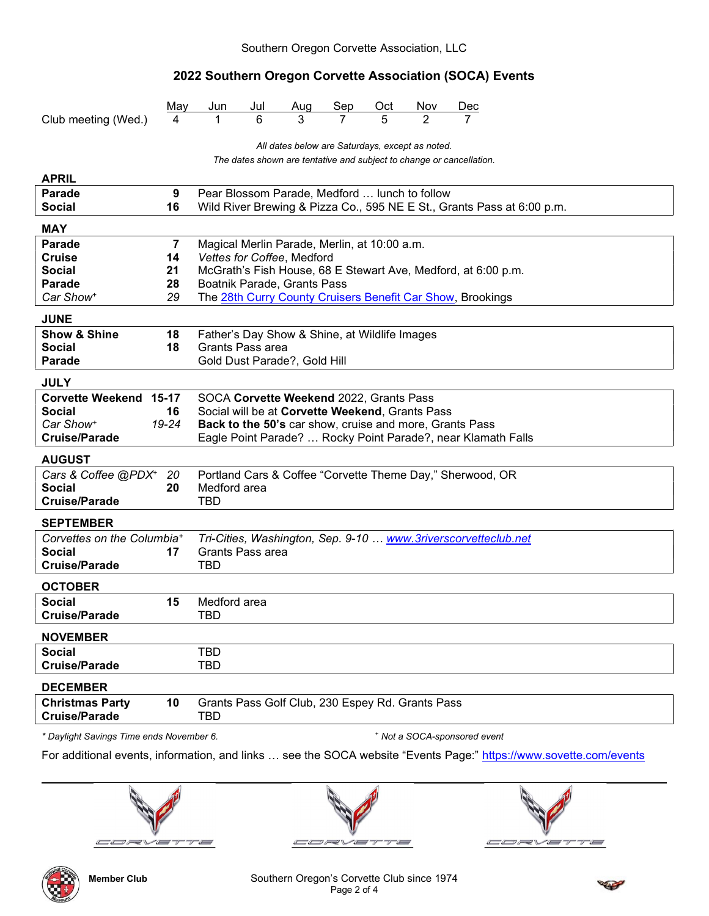Southern Oregon Corvette Association, LLC

## 2022 Southern Oregon Corvette Association (SOCA) Events

| | May | Jun | Jul | Aug | Sep | Oct | Nov | Dec |
|---|---|---|---|---|---|---|---|---|
| Club meeting (Wed.) | 4 | 1 | 6 | 3 | 7 | 5 | 2 | 7 |

*All dates below are Saturdays, except as noted.*
*The dates shown are tentative and subject to change or cancellation.*

### APRIL

| | | |
|---|---|---|
| **Parade** | **9** | Pear Blossom Parade, Medford … lunch to follow |
| **Social** | **16** | Wild River Brewing & Pizza Co., 595 NE E St., Grants Pass at 6:00 p.m. |

### MAY

| | | |
|---|---|---|
| **Parade** | **7** | Magical Merlin Parade, Merlin, at 10:00 a.m. |
| **Cruise** | **14** | *Vettes for Coffee*, Medford |
| **Social** | **21** | McGrath's Fish House, 68 E Stewart Ave, Medford, at 6:00 p.m. |
| **Parade** | **28** | Boatnik Parade, Grants Pass |
| *Car Show*+ | *29* | The 28th Curry County Cruisers Benefit Car Show, Brookings |

### JUNE

| | | |
|---|---|---|
| **Show & Shine** | **18** | Father's Day Show & Shine, at Wildlife Images |
| **Social** | **18** | Grants Pass area |
| **Parade** | | Gold Dust Parade?, Gold Hill |

### JULY

| | | |
|---|---|---|
| **Corvette Weekend** | **15-17** | SOCA **Corvette Weekend** 2022, Grants Pass |
| **Social** | **16** | Social will be at **Corvette Weekend**, Grants Pass |
| *Car Show*+ | *19-24* | **Back to the 50's** car show, cruise and more, Grants Pass |
| **Cruise/Parade** | | Eagle Point Parade? … Rocky Point Parade?, near Klamath Falls |

### AUGUST

| | | |
|---|---|---|
| *Cars & Coffee @PDX*+ | *20* | Portland Cars & Coffee "Corvette Theme Day," Sherwood, OR |
| **Social** | **20** | Medford area |
| **Cruise/Parade** | | TBD |

### SEPTEMBER

| | | |
|---|---|---|
| *Corvettes on the Columbia*+ | | *Tri-Cities, Washington, Sep. 9-10 … www.3riverscorvetteclub.net* |
| **Social** | **17** | Grants Pass area |
| **Cruise/Parade** | | TBD |

### OCTOBER

| | | |
|---|---|---|
| **Social** | **15** | Medford area |
| **Cruise/Parade** | | TBD |

### NOVEMBER

| | | |
|---|---|---|
| **Social** | | TBD |
| **Cruise/Parade** | | TBD |

### DECEMBER

| | | |
|---|---|---|
| **Christmas Party** | **10** | Grants Pass Golf Club, 230 Espey Rd. Grants Pass |
| **Cruise/Parade** | | TBD |

*\* Daylight Savings Time ends November 6.* *+ Not a SOCA-sponsored event*

For additional events, information, and links … see the SOCA website "Events Page:" https://www.sovette.com/events

**Member Club**

Southern Oregon's Corvette Club since 1974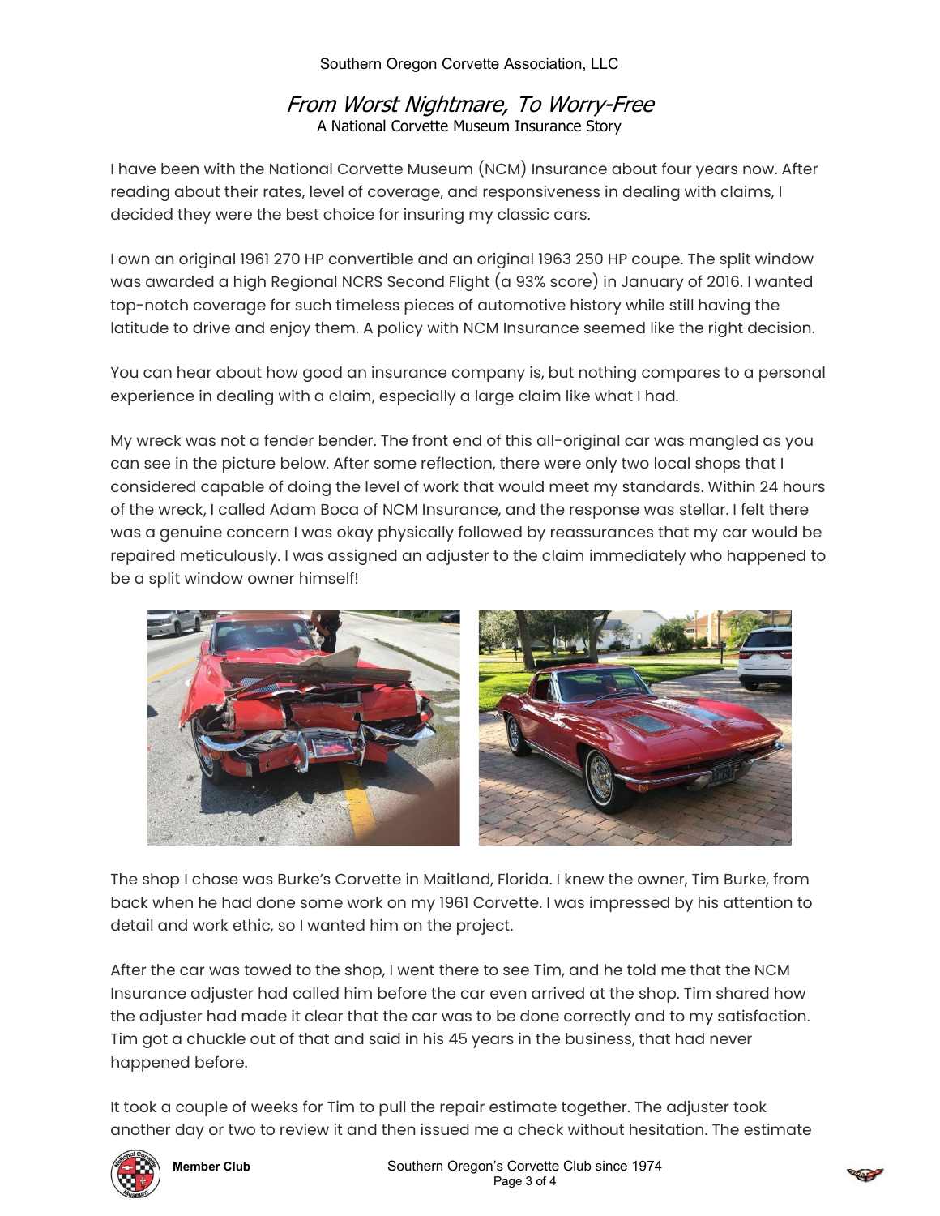## *From Worst Nightmare, To Worry-Free*

A National Corvette Museum Insurance Story

I have been with the National Corvette Museum (NCM) Insurance about four years now. After reading about their rates, level of coverage, and responsiveness in dealing with claims, I decided they were the best choice for insuring my classic cars.

I own an original 1961 270 HP convertible and an original 1963 250 HP coupe. The split window was awarded a high Regional NCRS Second Flight (a 93% score) in January of 2016. I wanted top-notch coverage for such timeless pieces of automotive history while still having the latitude to drive and enjoy them. A policy with NCM Insurance seemed like the right decision.

You can hear about how good an insurance company is, but nothing compares to a personal experience in dealing with a claim, especially a large claim like what I had.

My wreck was not a fender bender. The front end of this all-original car was mangled as you can see in the picture below. After some reflection, there were only two local shops that I considered capable of doing the level of work that would meet my standards. Within 24 hours of the wreck, I called Adam Boca of NCM Insurance, and the response was stellar. I felt there was a genuine concern I was okay physically followed by reassurances that my car would be repaired meticulously. I was assigned an adjuster to the claim immediately who happened to be a split window owner himself!

The shop I chose was Burke's Corvette in Maitland, Florida. I knew the owner, Tim Burke, from back when he had done some work on my 1961 Corvette. I was impressed by his attention to detail and work ethic, so I wanted him on the project.

After the car was towed to the shop, I went there to see Tim, and he told me that the NCM Insurance adjuster had called him before the car even arrived at the shop. Tim shared how the adjuster had made it clear that the car was to be done correctly and to my satisfaction. Tim got a chuckle out of that and said in his 45 years in the business, that had never happened before.

It took a couple of weeks for Tim to pull the repair estimate together. The adjuster took another day or two to review it and then issued me a check without hesitation. The estimate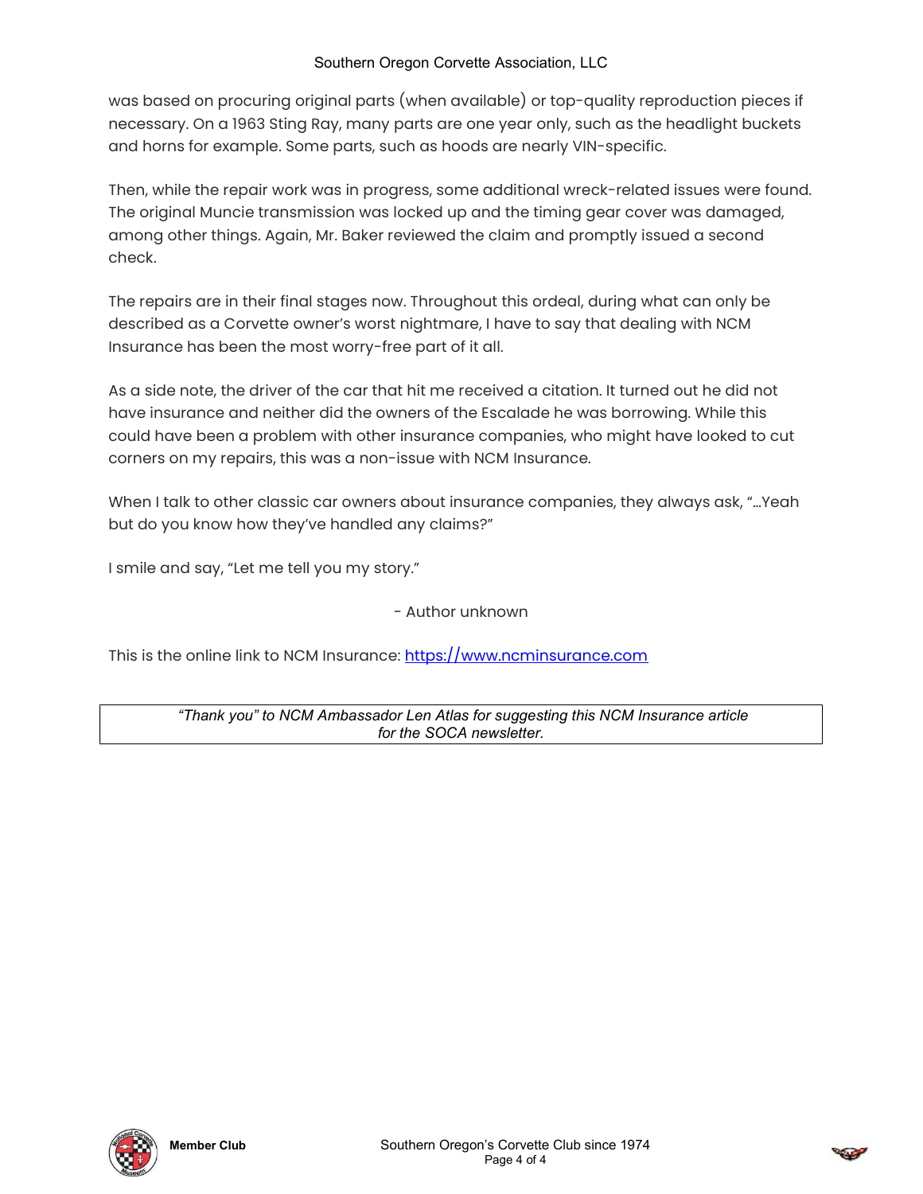was based on procuring original parts (when available) or top-quality reproduction pieces if necessary. On a 1963 Sting Ray, many parts are one year only, such as the headlight buckets and horns for example. Some parts, such as hoods are nearly VIN-specific.

Then, while the repair work was in progress, some additional wreck-related issues were found. The original Muncie transmission was locked up and the timing gear cover was damaged, among other things. Again, Mr. Baker reviewed the claim and promptly issued a second check.

The repairs are in their final stages now. Throughout this ordeal, during what can only be described as a Corvette owner's worst nightmare, I have to say that dealing with NCM Insurance has been the most worry-free part of it all.

As a side note, the driver of the car that hit me received a citation. It turned out he did not have insurance and neither did the owners of the Escalade he was borrowing. While this could have been a problem with other insurance companies, who might have looked to cut corners on my repairs, this was a non-issue with NCM Insurance.

When I talk to other classic car owners about insurance companies, they always ask, "…Yeah but do you know how they've handled any claims?"

I smile and say, "Let me tell you my story."

- Author unknown

This is the online link to NCM Insurance: [https://www.ncminsurance.com](https://www.ncminsurance.com)

*"Thank you" to NCM Ambassador Len Atlas for suggesting this NCM Insurance article for the SOCA newsletter.*